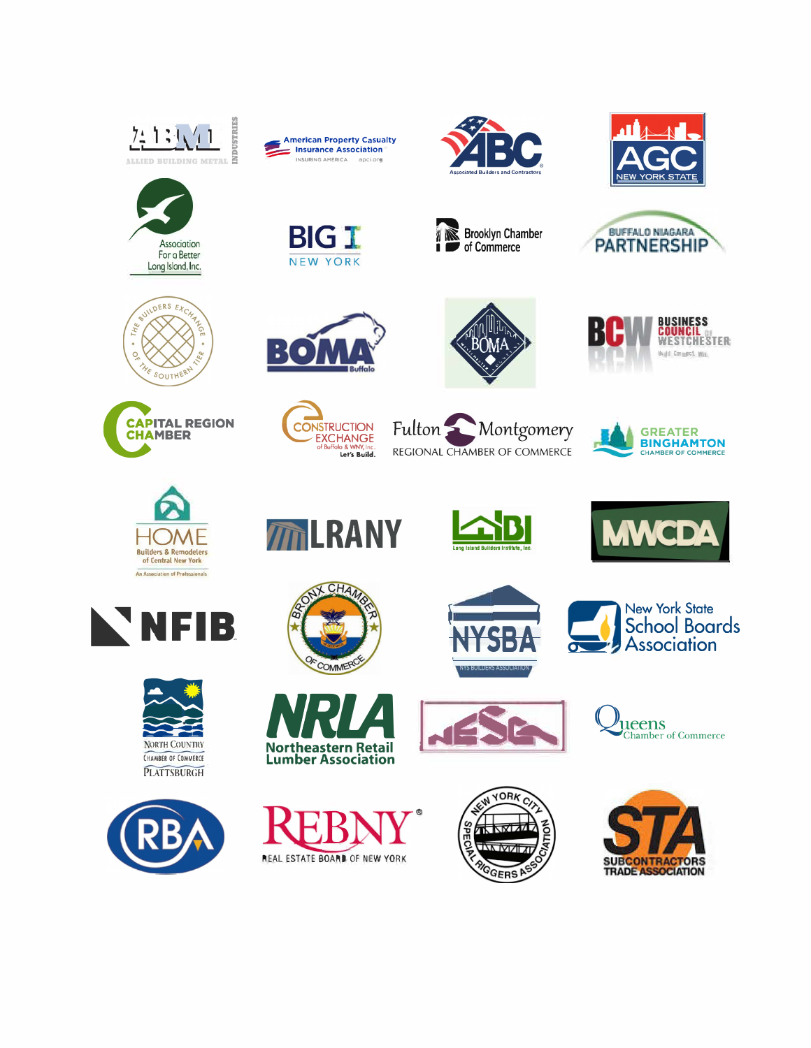ABM Allied Building Metal Industries

American Property Casualty Insurance Association — Insuring America — apci.org

ABC Associated Builders and Contractors

AGC New York State

Association For a Better Long Island, Inc.

BIG I New York

Brooklyn Chamber of Commerce

Buffalo Niagara Partnership

The Builders Exchange of the Southern Tier

BOMA Buffalo

BOMA

BCW Business Council of Westchester — Build. Connect. Win.

Capital Region Chamber

Construction Exchange of Buffalo & WNY, Inc. — Let's Build.

Fulton Montgomery Regional Chamber of Commerce

Greater Binghamton Chamber of Commerce

HOME Builders & Remodelers of Central New York — An Association of Professionals

LRANY

LIBI Long Island Builders Institute, Inc.

MWCDA

NFIB

Bronx Chamber of Commerce

NYSBA NYS Builders Association

New York State School Boards Association

North Country Chamber of Commerce Plattsburgh

NRLA Northeastern Retail Lumber Association

NESCA

Queens Chamber of Commerce

RBA

REBNY Real Estate Board of New York

New York City Special Riggers Association

STA Subcontractors Trade Association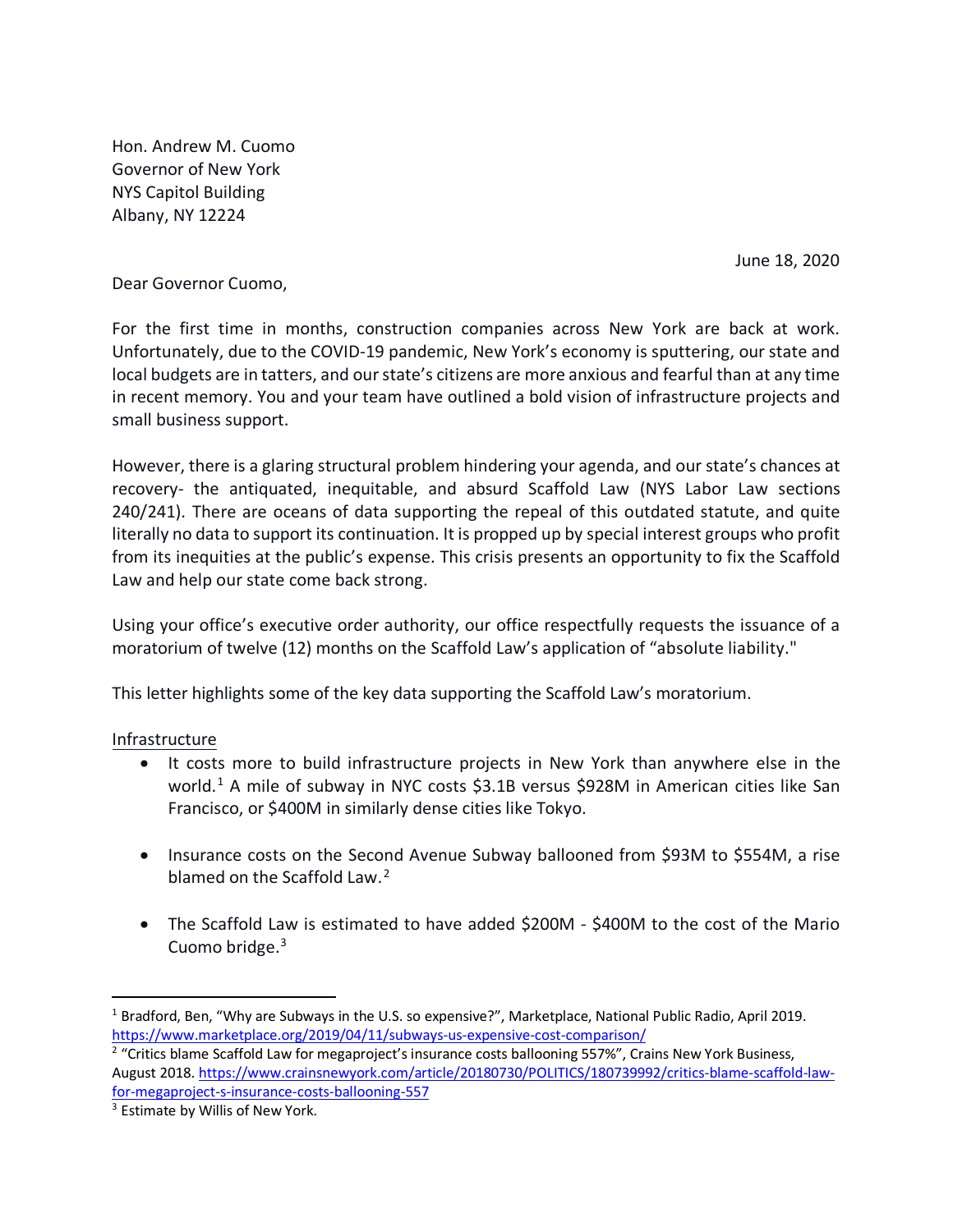Hon. Andrew M. Cuomo
Governor of New York
NYS Capitol Building
Albany, NY 12224

June 18, 2020

Dear Governor Cuomo,

For the first time in months, construction companies across New York are back at work. Unfortunately, due to the COVID-19 pandemic, New York's economy is sputtering, our state and local budgets are in tatters, and our state's citizens are more anxious and fearful than at any time in recent memory. You and your team have outlined a bold vision of infrastructure projects and small business support.

However, there is a glaring structural problem hindering your agenda, and our state's chances at recovery- the antiquated, inequitable, and absurd Scaffold Law (NYS Labor Law sections 240/241). There are oceans of data supporting the repeal of this outdated statute, and quite literally no data to support its continuation. It is propped up by special interest groups who profit from its inequities at the public's expense. This crisis presents an opportunity to fix the Scaffold Law and help our state come back strong.

Using your office's executive order authority, our office respectfully requests the issuance of a moratorium of twelve (12) months on the Scaffold Law's application of "absolute liability."

This letter highlights some of the key data supporting the Scaffold Law's moratorium.

<u>Infrastructure</u>

- It costs more to build infrastructure projects in New York than anywhere else in the world.[1] A mile of subway in NYC costs $3.1B versus $928M in American cities like San Francisco, or $400M in similarly dense cities like Tokyo.
- Insurance costs on the Second Avenue Subway ballooned from $93M to $554M, a rise blamed on the Scaffold Law.[2]
- The Scaffold Law is estimated to have added $200M - $400M to the cost of the Mario Cuomo bridge.[3]

---

[1] Bradford, Ben, "Why are Subways in the U.S. so expensive?", Marketplace, National Public Radio, April 2019. https://www.marketplace.org/2019/04/11/subways-us-expensive-cost-comparison/

[2] "Critics blame Scaffold Law for megaproject's insurance costs ballooning 557%", Crains New York Business, August 2018. https://www.crainsnewyork.com/article/20180730/POLITICS/180739992/critics-blame-scaffold-law-for-megaproject-s-insurance-costs-ballooning-557

[3] Estimate by Willis of New York.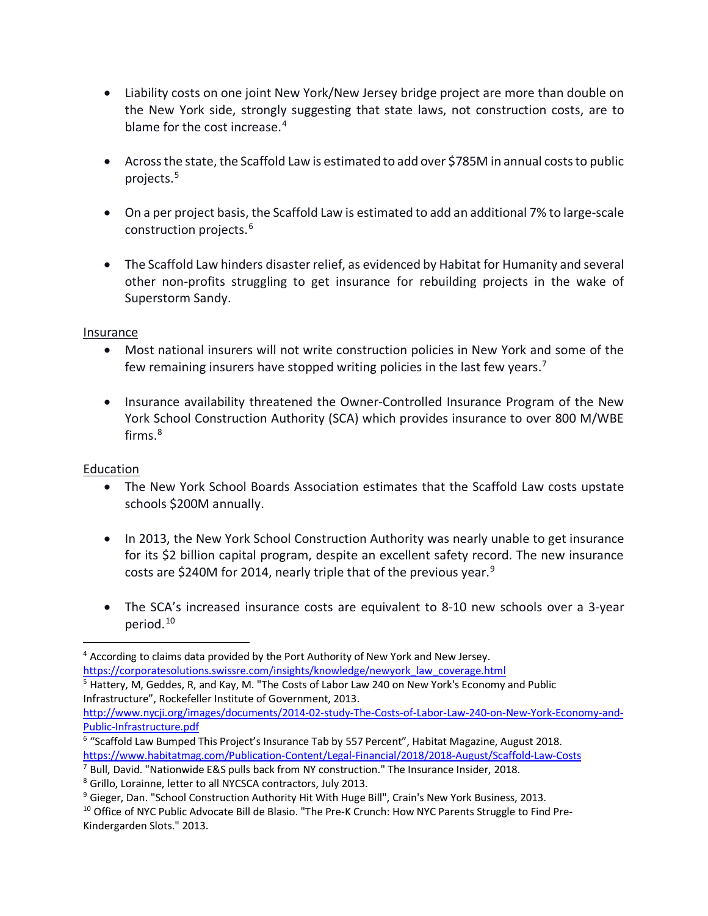- Liability costs on one joint New York/New Jersey bridge project are more than double on the New York side, strongly suggesting that state laws, not construction costs, are to blame for the cost increase.[4]

- Across the state, the Scaffold Law is estimated to add over $785M in annual costs to public projects.[5]

- On a per project basis, the Scaffold Law is estimated to add an additional 7% to large-scale construction projects.[6]

- The Scaffold Law hinders disaster relief, as evidenced by Habitat for Humanity and several other non-profits struggling to get insurance for rebuilding projects in the wake of Superstorm Sandy.

Insurance

- Most national insurers will not write construction policies in New York and some of the few remaining insurers have stopped writing policies in the last few years.[7]

- Insurance availability threatened the Owner-Controlled Insurance Program of the New York School Construction Authority (SCA) which provides insurance to over 800 M/WBE firms.[8]

Education

- The New York School Boards Association estimates that the Scaffold Law costs upstate schools $200M annually.

- In 2013, the New York School Construction Authority was nearly unable to get insurance for its $2 billion capital program, despite an excellent safety record. The new insurance costs are $240M for 2014, nearly triple that of the previous year.[9]

- The SCA's increased insurance costs are equivalent to 8-10 new schools over a 3-year period.[10]

---

[4] According to claims data provided by the Port Authority of New York and New Jersey. https://corporatesolutions.swissre.com/insights/knowledge/newyork_law_coverage.html

[5] Hattery, M, Geddes, R, and Kay, M. "The Costs of Labor Law 240 on New York's Economy and Public Infrastructure", Rockefeller Institute of Government, 2013. http://www.nycji.org/images/documents/2014-02-study-The-Costs-of-Labor-Law-240-on-New-York-Economy-and-Public-Infrastructure.pdf

[6] "Scaffold Law Bumped This Project's Insurance Tab by 557 Percent", Habitat Magazine, August 2018. https://www.habitatmag.com/Publication-Content/Legal-Financial/2018/2018-August/Scaffold-Law-Costs

[7] Bull, David. "Nationwide E&S pulls back from NY construction." The Insurance Insider, 2018.

[8] Grillo, Lorainne, letter to all NYCSCA contractors, July 2013.

[9] Gieger, Dan. "School Construction Authority Hit With Huge Bill", Crain's New York Business, 2013.

[10] Office of NYC Public Advocate Bill de Blasio. "The Pre-K Crunch: How NYC Parents Struggle to Find Pre-Kindergarden Slots." 2013.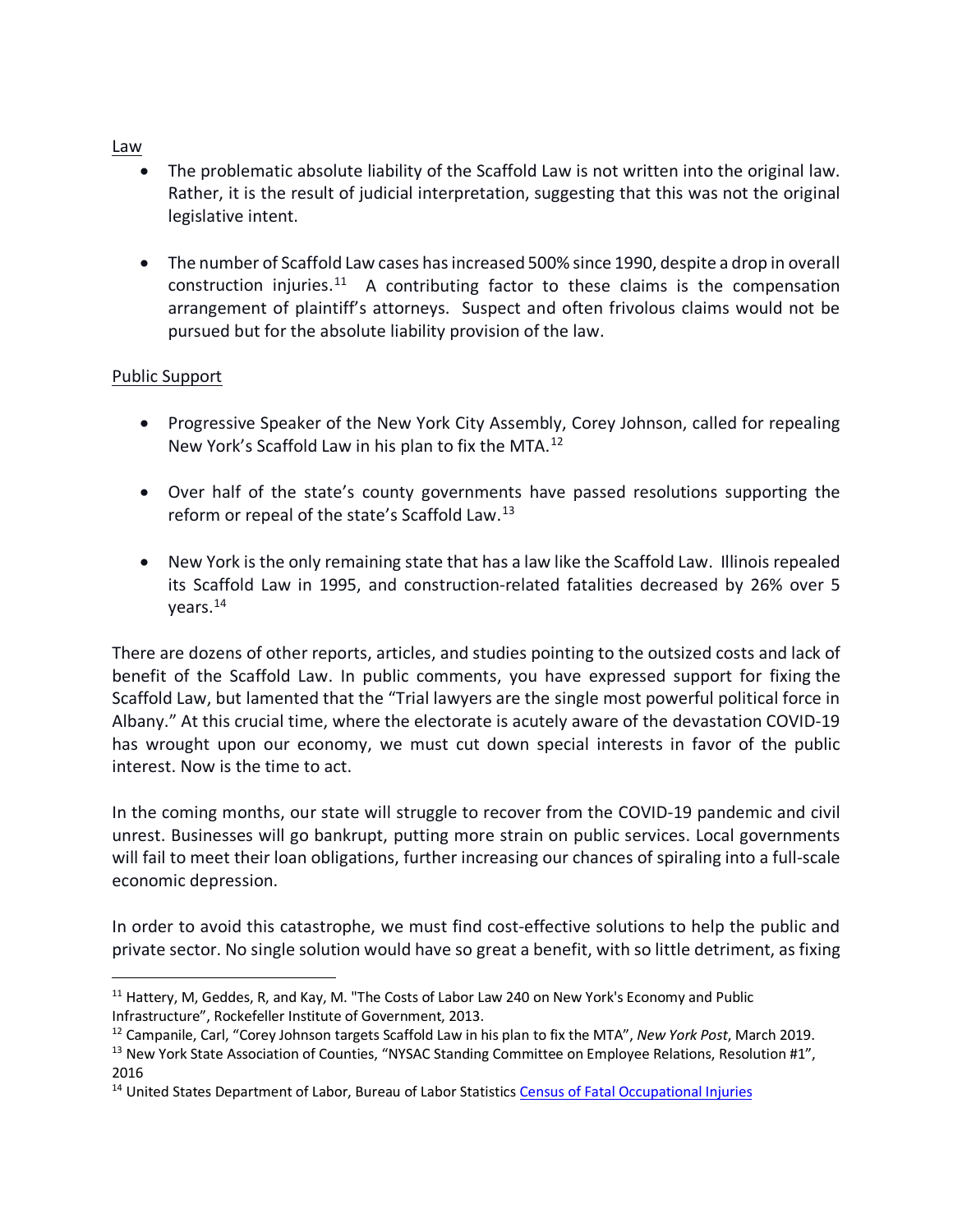Law

- The problematic absolute liability of the Scaffold Law is not written into the original law. Rather, it is the result of judicial interpretation, suggesting that this was not the original legislative intent.

- The number of Scaffold Law cases has increased 500% since 1990, despite a drop in overall construction injuries.[11] A contributing factor to these claims is the compensation arrangement of plaintiff's attorneys. Suspect and often frivolous claims would not be pursued but for the absolute liability provision of the law.

Public Support

- Progressive Speaker of the New York City Assembly, Corey Johnson, called for repealing New York's Scaffold Law in his plan to fix the MTA.[12]

- Over half of the state's county governments have passed resolutions supporting the reform or repeal of the state's Scaffold Law.[13]

- New York is the only remaining state that has a law like the Scaffold Law. Illinois repealed its Scaffold Law in 1995, and construction-related fatalities decreased by 26% over 5 years.[14]

There are dozens of other reports, articles, and studies pointing to the outsized costs and lack of benefit of the Scaffold Law. In public comments, you have expressed support for fixing the Scaffold Law, but lamented that the "Trial lawyers are the single most powerful political force in Albany." At this crucial time, where the electorate is acutely aware of the devastation COVID-19 has wrought upon our economy, we must cut down special interests in favor of the public interest. Now is the time to act.

In the coming months, our state will struggle to recover from the COVID-19 pandemic and civil unrest. Businesses will go bankrupt, putting more strain on public services. Local governments will fail to meet their loan obligations, further increasing our chances of spiraling into a full-scale economic depression.

In order to avoid this catastrophe, we must find cost-effective solutions to help the public and private sector. No single solution would have so great a benefit, with so little detriment, as fixing

---

[11] Hattery, M, Geddes, R, and Kay, M. "The Costs of Labor Law 240 on New York's Economy and Public Infrastructure", Rockefeller Institute of Government, 2013.

[12] Campanile, Carl, "Corey Johnson targets Scaffold Law in his plan to fix the MTA", *New York Post*, March 2019.

[13] New York State Association of Counties, "NYSAC Standing Committee on Employee Relations, Resolution #1", 2016

[14] United States Department of Labor, Bureau of Labor Statistics Census of Fatal Occupational Injuries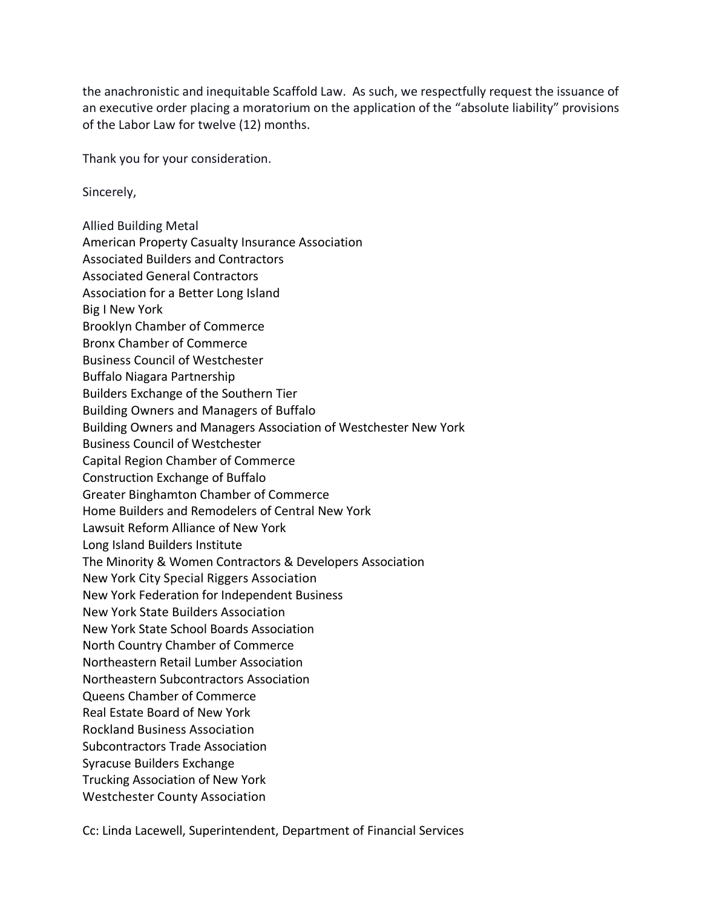the anachronistic and inequitable Scaffold Law. As such, we respectfully request the issuance of an executive order placing a moratorium on the application of the "absolute liability" provisions of the Labor Law for twelve (12) months.

Thank you for your consideration.

Sincerely,

Allied Building Metal
American Property Casualty Insurance Association
Associated Builders and Contractors
Associated General Contractors
Association for a Better Long Island
Big I New York
Brooklyn Chamber of Commerce
Bronx Chamber of Commerce
Business Council of Westchester
Buffalo Niagara Partnership
Builders Exchange of the Southern Tier
Building Owners and Managers of Buffalo
Building Owners and Managers Association of Westchester New York
Business Council of Westchester
Capital Region Chamber of Commerce
Construction Exchange of Buffalo
Greater Binghamton Chamber of Commerce
Home Builders and Remodelers of Central New York
Lawsuit Reform Alliance of New York
Long Island Builders Institute
The Minority & Women Contractors & Developers Association
New York City Special Riggers Association
New York Federation for Independent Business
New York State Builders Association
New York State School Boards Association
North Country Chamber of Commerce
Northeastern Retail Lumber Association
Northeastern Subcontractors Association
Queens Chamber of Commerce
Real Estate Board of New York
Rockland Business Association
Subcontractors Trade Association
Syracuse Builders Exchange
Trucking Association of New York
Westchester County Association

Cc: Linda Lacewell, Superintendent, Department of Financial Services